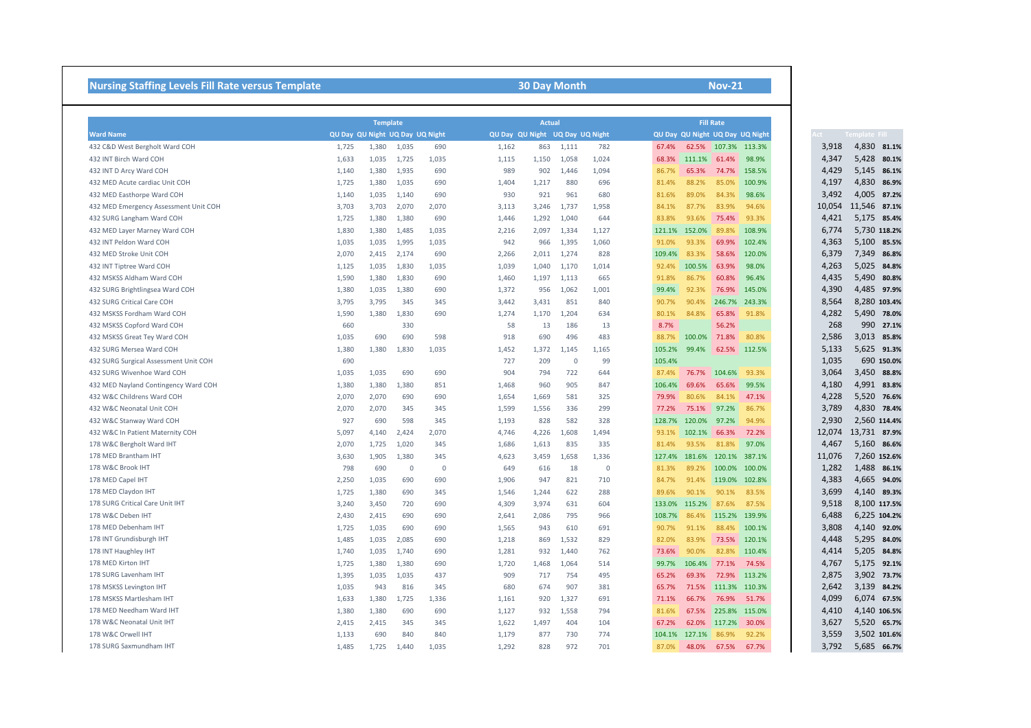## Nursing Staffing Levels Fill Rate versus Template

**30 Day Month** | **Nov-21**

| Ward Name | Template | | | | Actual | | | | Fill Rate | | | | | | |
|---|---|---|---|---|---|---|---|---|---|---|---|---|---|---|---|
| | QU Day | QU Night | UQ Day | UQ Night | QU Day | QU Night | UQ Day | UQ Night | QU Day | QU Night | UQ Day | UQ Night | Act | Template | Fill |
| 432 C&D West Bergholt Ward COH | 1,725 | 1,380 | 1,035 | 690 | 1,162 | 863 | 1,111 | 782 | 67.4% | 62.5% | 107.3% | 113.3% | 3,918 | 4,830 | 81.1% |
| 432 INT Birch Ward COH | 1,633 | 1,035 | 1,725 | 1,035 | 1,115 | 1,150 | 1,058 | 1,024 | 68.3% | 111.1% | 61.4% | 98.9% | 4,347 | 5,428 | 80.1% |
| 432 INT D Arcy Ward COH | 1,140 | 1,380 | 1,935 | 690 | 989 | 902 | 1,446 | 1,094 | 86.7% | 65.3% | 74.7% | 158.5% | 4,429 | 5,145 | 86.1% |
| 432 MED Acute cardiac Unit COH | 1,725 | 1,380 | 1,035 | 690 | 1,404 | 1,217 | 880 | 696 | 81.4% | 88.2% | 85.0% | 100.9% | 4,197 | 4,830 | 86.9% |
| 432 MED Easthorpe Ward COH | 1,140 | 1,035 | 1,140 | 690 | 930 | 921 | 961 | 680 | 81.6% | 89.0% | 84.3% | 98.6% | 3,492 | 4,005 | 87.2% |
| 432 MED Emergency Assessment Unit COH | 3,703 | 3,703 | 2,070 | 2,070 | 3,113 | 3,246 | 1,737 | 1,958 | 84.1% | 87.7% | 83.9% | 94.6% | 10,054 | 11,546 | 87.1% |
| 432 SURG Langham Ward COH | 1,725 | 1,380 | 1,380 | 690 | 1,446 | 1,292 | 1,040 | 644 | 83.8% | 93.6% | 75.4% | 93.3% | 4,421 | 5,175 | 85.4% |
| 432 MED Layer Marney Ward COH | 1,830 | 1,380 | 1,485 | 1,035 | 2,216 | 2,097 | 1,334 | 1,127 | 121.1% | 152.0% | 89.8% | 108.9% | 6,774 | 5,730 | 118.2% |
| 432 INT Peldon Ward COH | 1,035 | 1,035 | 1,995 | 1,035 | 942 | 966 | 1,395 | 1,060 | 91.0% | 93.3% | 69.9% | 102.4% | 4,363 | 5,100 | 85.5% |
| 432 MED Stroke Unit COH | 2,070 | 2,415 | 2,174 | 690 | 2,266 | 2,011 | 1,274 | 828 | 109.4% | 83.3% | 58.6% | 120.0% | 6,379 | 7,349 | 86.8% |
| 432 INT Tiptree Ward COH | 1,125 | 1,035 | 1,830 | 1,035 | 1,039 | 1,040 | 1,170 | 1,014 | 92.4% | 100.5% | 63.9% | 98.0% | 4,263 | 5,025 | 84.8% |
| 432 MSKSS Aldham Ward COH | 1,590 | 1,380 | 1,830 | 690 | 1,460 | 1,197 | 1,113 | 665 | 91.8% | 86.7% | 60.8% | 96.4% | 4,435 | 5,490 | 80.8% |
| 432 SURG Brightlingsea Ward COH | 1,380 | 1,035 | 1,380 | 690 | 1,372 | 956 | 1,062 | 1,001 | 99.4% | 92.3% | 76.9% | 145.0% | 4,390 | 4,485 | 97.9% |
| 432 SURG Critical Care COH | 3,795 | 3,795 | 345 | 345 | 3,442 | 3,431 | 851 | 840 | 90.7% | 90.4% | 246.7% | 243.3% | 8,564 | 8,280 | 103.4% |
| 432 MSKSS Fordham Ward COH | 1,590 | 1,380 | 1,830 | 690 | 1,274 | 1,170 | 1,204 | 634 | 80.1% | 84.8% | 65.8% | 91.8% | 4,282 | 5,490 | 78.0% |
| 432 MSKSS Copford Ward COH | 660 | | 330 | | 58 | 13 | 186 | 13 | 8.7% | | 56.2% | | 268 | 990 | 27.1% |
| 432 MSKSS Great Tey Ward COH | 1,035 | 690 | 690 | 598 | 918 | 690 | 496 | 483 | 88.7% | 100.0% | 71.8% | 80.8% | 2,586 | 3,013 | 85.8% |
| 432 SURG Mersea Ward COH | 1,380 | 1,380 | 1,830 | 1,035 | 1,452 | 1,372 | 1,145 | 1,165 | 105.2% | 99.4% | 62.5% | 112.5% | 5,133 | 5,625 | 91.3% |
| 432 SURG Surgical Assessment Unit COH | 690 | | | | 727 | 209 | 0 | 99 | 105.4% | | | | 1,035 | 690 | 150.0% |
| 432 SURG Wivenhoe Ward COH | 1,035 | 1,035 | 690 | 690 | 904 | 794 | 722 | 644 | 87.4% | 76.7% | 104.6% | 93.3% | 3,064 | 3,450 | 88.8% |
| 432 MED Nayland Contingency Ward COH | 1,380 | 1,380 | 1,380 | 851 | 1,468 | 960 | 905 | 847 | 106.4% | 69.6% | 65.6% | 99.5% | 4,180 | 4,991 | 83.8% |
| 432 W&C Childrens Ward COH | 2,070 | 2,070 | 690 | 690 | 1,654 | 1,669 | 581 | 325 | 79.9% | 80.6% | 84.1% | 47.1% | 4,228 | 5,520 | 76.6% |
| 432 W&C Neonatal Unit COH | 2,070 | 2,070 | 345 | 345 | 1,599 | 1,556 | 336 | 299 | 77.2% | 75.1% | 97.2% | 86.7% | 3,789 | 4,830 | 78.4% |
| 432 W&C Stanway Ward COH | 927 | 690 | 598 | 345 | 1,193 | 828 | 582 | 328 | 128.7% | 120.0% | 97.2% | 94.9% | 2,930 | 2,560 | 114.4% |
| 432 W&C In Patient Maternity COH | 5,097 | 4,140 | 2,424 | 2,070 | 4,746 | 4,226 | 1,608 | 1,494 | 93.1% | 102.1% | 66.3% | 72.2% | 12,074 | 13,731 | 87.9% |
| 178 W&C Bergholt Ward IHT | 2,070 | 1,725 | 1,020 | 345 | 1,686 | 1,613 | 835 | 335 | 81.4% | 93.5% | 81.8% | 97.0% | 4,467 | 5,160 | 86.6% |
| 178 MED Brantham IHT | 3,630 | 1,905 | 1,380 | 345 | 4,623 | 3,459 | 1,658 | 1,336 | 127.4% | 181.6% | 120.1% | 387.1% | 11,076 | 7,260 | 152.6% |
| 178 W&C Brook IHT | 798 | 690 | 0 | 0 | 649 | 616 | 18 | 0 | 81.3% | 89.2% | 100.0% | 100.0% | 1,282 | 1,488 | 86.1% |
| 178 MED Capel IHT | 2,250 | 1,035 | 690 | 690 | 1,906 | 947 | 821 | 710 | 84.7% | 91.4% | 119.0% | 102.8% | 4,383 | 4,665 | 94.0% |
| 178 MED Claydon IHT | 1,725 | 1,380 | 690 | 345 | 1,546 | 1,244 | 622 | 288 | 89.6% | 90.1% | 90.1% | 83.5% | 3,699 | 4,140 | 89.3% |
| 178 SURG Critical Care Unit IHT | 3,240 | 3,450 | 720 | 690 | 4,309 | 3,974 | 631 | 604 | 133.0% | 115.2% | 87.6% | 87.5% | 9,518 | 8,100 | 117.5% |
| 178 W&C Deben IHT | 2,430 | 2,415 | 690 | 690 | 2,641 | 2,086 | 795 | 966 | 108.7% | 86.4% | 115.2% | 139.9% | 6,488 | 6,225 | 104.2% |
| 178 MED Debenham IHT | 1,725 | 1,035 | 690 | 690 | 1,565 | 943 | 610 | 691 | 90.7% | 91.1% | 88.4% | 100.1% | 3,808 | 4,140 | 92.0% |
| 178 INT Grundisburgh IHT | 1,485 | 1,035 | 2,085 | 690 | 1,218 | 869 | 1,532 | 829 | 82.0% | 83.9% | 73.5% | 120.1% | 4,448 | 5,295 | 84.0% |
| 178 INT Haughley IHT | 1,740 | 1,035 | 1,740 | 690 | 1,281 | 932 | 1,440 | 762 | 73.6% | 90.0% | 82.8% | 110.4% | 4,414 | 5,205 | 84.8% |
| 178 MED Kirton IHT | 1,725 | 1,380 | 1,380 | 690 | 1,720 | 1,468 | 1,064 | 514 | 99.7% | 106.4% | 77.1% | 74.5% | 4,767 | 5,175 | 92.1% |
| 178 SURG Lavenham IHT | 1,395 | 1,035 | 1,035 | 437 | 909 | 717 | 754 | 495 | 65.2% | 69.3% | 72.9% | 113.2% | 2,875 | 3,902 | 73.7% |
| 178 MSKSS Levington IHT | 1,035 | 943 | 816 | 345 | 680 | 674 | 907 | 381 | 65.7% | 71.5% | 111.3% | 110.3% | 2,642 | 3,139 | 84.2% |
| 178 MSKSS Martlesham IHT | 1,633 | 1,380 | 1,725 | 1,336 | 1,161 | 920 | 1,327 | 691 | 71.1% | 66.7% | 76.9% | 51.7% | 4,099 | 6,074 | 67.5% |
| 178 MED Needham Ward IHT | 1,380 | 1,380 | 690 | 690 | 1,127 | 932 | 1,558 | 794 | 81.6% | 67.5% | 225.8% | 115.0% | 4,410 | 4,140 | 106.5% |
| 178 W&C Neonatal Unit IHT | 2,415 | 2,415 | 345 | 345 | 1,622 | 1,497 | 404 | 104 | 67.2% | 62.0% | 117.2% | 30.0% | 3,627 | 5,520 | 65.7% |
| 178 W&C Orwell IHT | 1,133 | 690 | 840 | 840 | 1,179 | 877 | 730 | 774 | 104.1% | 127.1% | 86.9% | 92.2% | 3,559 | 3,502 | 101.6% |
| 178 SURG Saxmundham IHT | 1,485 | 1,725 | 1,440 | 1,035 | 1,292 | 828 | 972 | 701 | 87.0% | 48.0% | 67.5% | 67.7% | 3,792 | 5,685 | 66.7% |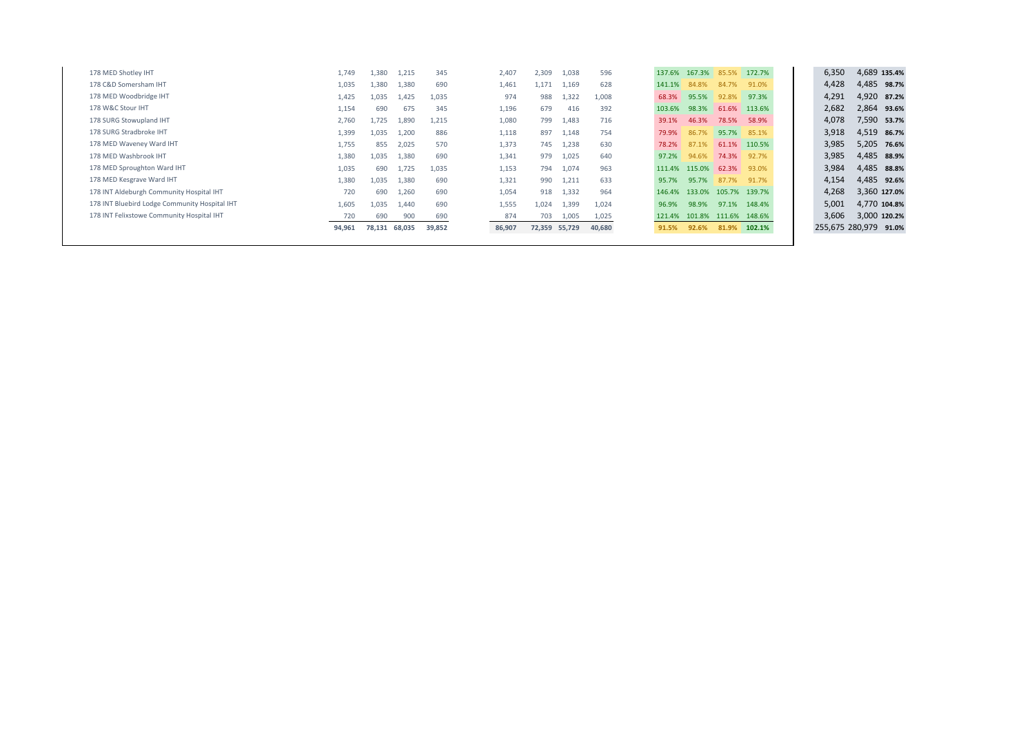| | | | | | | | | | | | | | | | |
|---|---|---|---|---|---|---|---|---|---|---|---|---|---|---|---|
| 178 MED Shotley IHT | 1,749 | 1,380 | 1,215 | 345 | 2,407 | 2,309 | 1,038 | 596 | 137.6% | 167.3% | 85.5% | 172.7% | 6,350 | 4,689 | 135.4% |
| 178 C&D Somersham IHT | 1,035 | 1,380 | 1,380 | 690 | 1,461 | 1,171 | 1,169 | 628 | 141.1% | 84.8% | 84.7% | 91.0% | 4,428 | 4,485 | 98.7% |
| 178 MED Woodbridge IHT | 1,425 | 1,035 | 1,425 | 1,035 | 974 | 988 | 1,322 | 1,008 | 68.3% | 95.5% | 92.8% | 97.3% | 4,291 | 4,920 | 87.2% |
| 178 W&C Stour IHT | 1,154 | 690 | 675 | 345 | 1,196 | 679 | 416 | 392 | 103.6% | 98.3% | 61.6% | 113.6% | 2,682 | 2,864 | 93.6% |
| 178 SURG Stowupland IHT | 2,760 | 1,725 | 1,890 | 1,215 | 1,080 | 799 | 1,483 | 716 | 39.1% | 46.3% | 78.5% | 58.9% | 4,078 | 7,590 | 53.7% |
| 178 SURG Stradbroke IHT | 1,399 | 1,035 | 1,200 | 886 | 1,118 | 897 | 1,148 | 754 | 79.9% | 86.7% | 95.7% | 85.1% | 3,918 | 4,519 | 86.7% |
| 178 MED Waveney Ward IHT | 1,755 | 855 | 2,025 | 570 | 1,373 | 745 | 1,238 | 630 | 78.2% | 87.1% | 61.1% | 110.5% | 3,985 | 5,205 | 76.6% |
| 178 MED Washbrook IHT | 1,380 | 1,035 | 1,380 | 690 | 1,341 | 979 | 1,025 | 640 | 97.2% | 94.6% | 74.3% | 92.7% | 3,985 | 4,485 | 88.9% |
| 178 MED Sproughton Ward IHT | 1,035 | 690 | 1,725 | 1,035 | 1,153 | 794 | 1,074 | 963 | 111.4% | 115.0% | 62.3% | 93.0% | 3,984 | 4,485 | 88.8% |
| 178 MED Kesgrave Ward IHT | 1,380 | 1,035 | 1,380 | 690 | 1,321 | 990 | 1,211 | 633 | 95.7% | 95.7% | 87.7% | 91.7% | 4,154 | 4,485 | 92.6% |
| 178 INT Aldeburgh Community Hospital IHT | 720 | 690 | 1,260 | 690 | 1,054 | 918 | 1,332 | 964 | 146.4% | 133.0% | 105.7% | 139.7% | 4,268 | 3,360 | 127.0% |
| 178 INT Bluebird Lodge Community Hospital IHT | 1,605 | 1,035 | 1,440 | 690 | 1,555 | 1,024 | 1,399 | 1,024 | 96.9% | 98.9% | 97.1% | 148.4% | 5,001 | 4,770 | 104.8% |
| 178 INT Felixstowe Community Hospital IHT | 720 | 690 | 900 | 690 | 874 | 703 | 1,005 | 1,025 | 121.4% | 101.8% | 111.6% | 148.6% | 3,606 | 3,000 | 120.2% |
| | **94,961** | **78,131** | **68,035** | **39,852** | **86,907** | **72,359** | **55,729** | **40,680** | **91.5%** | **92.6%** | **81.9%** | **102.1%** | 255,675 | 280,979 | **91.0%** |